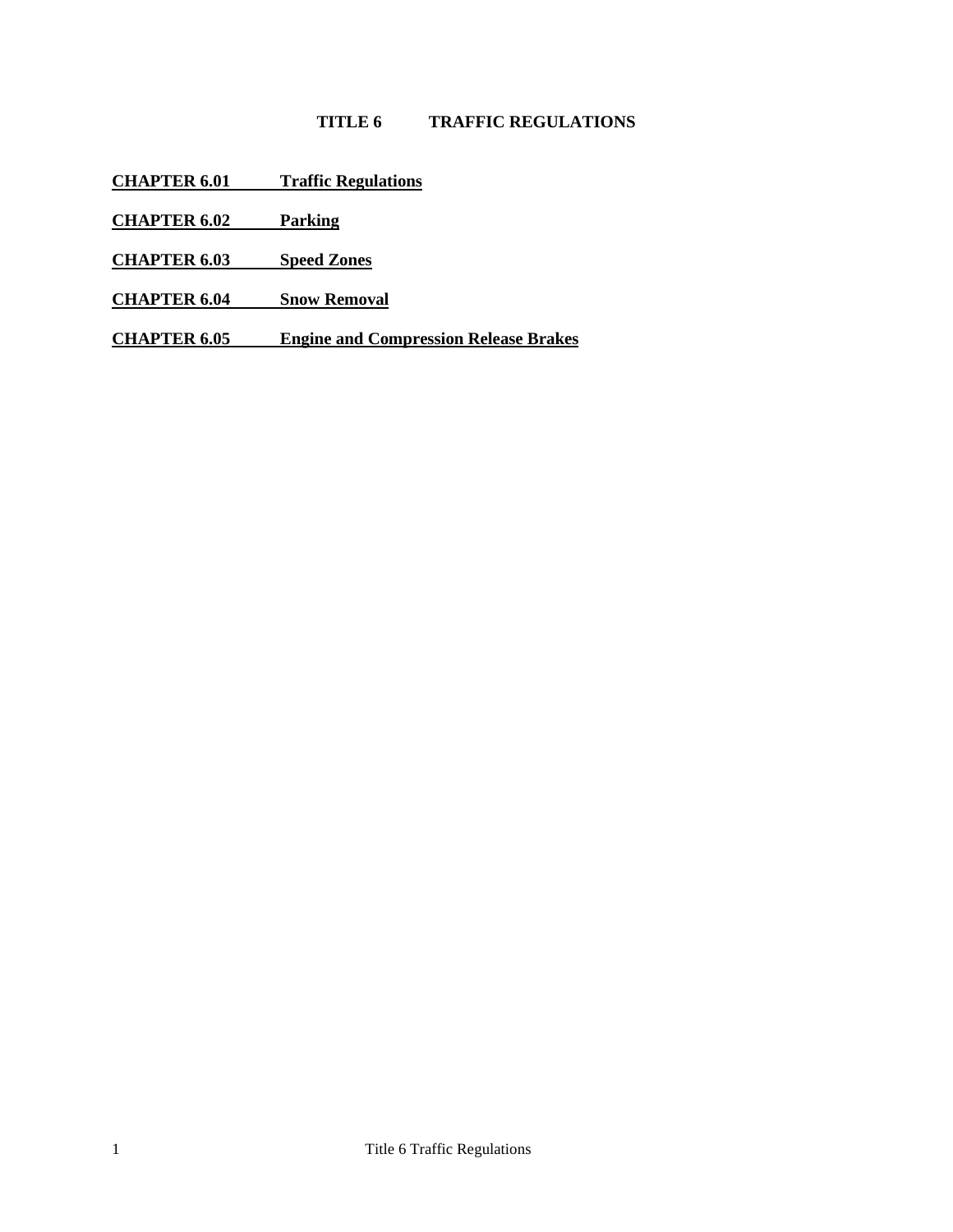# TITLE 6 TRAFFIC REGULATIONS

**CHAPTER 6.01 Traffic Regulations**

**CHAPTER 6.02 Parking**

**CHAPTER 6.03 Speed Zones**

**CHAPTER 6.04 Snow Removal**

**CHAPTER 6.05 Engine and Compression Release Brakes**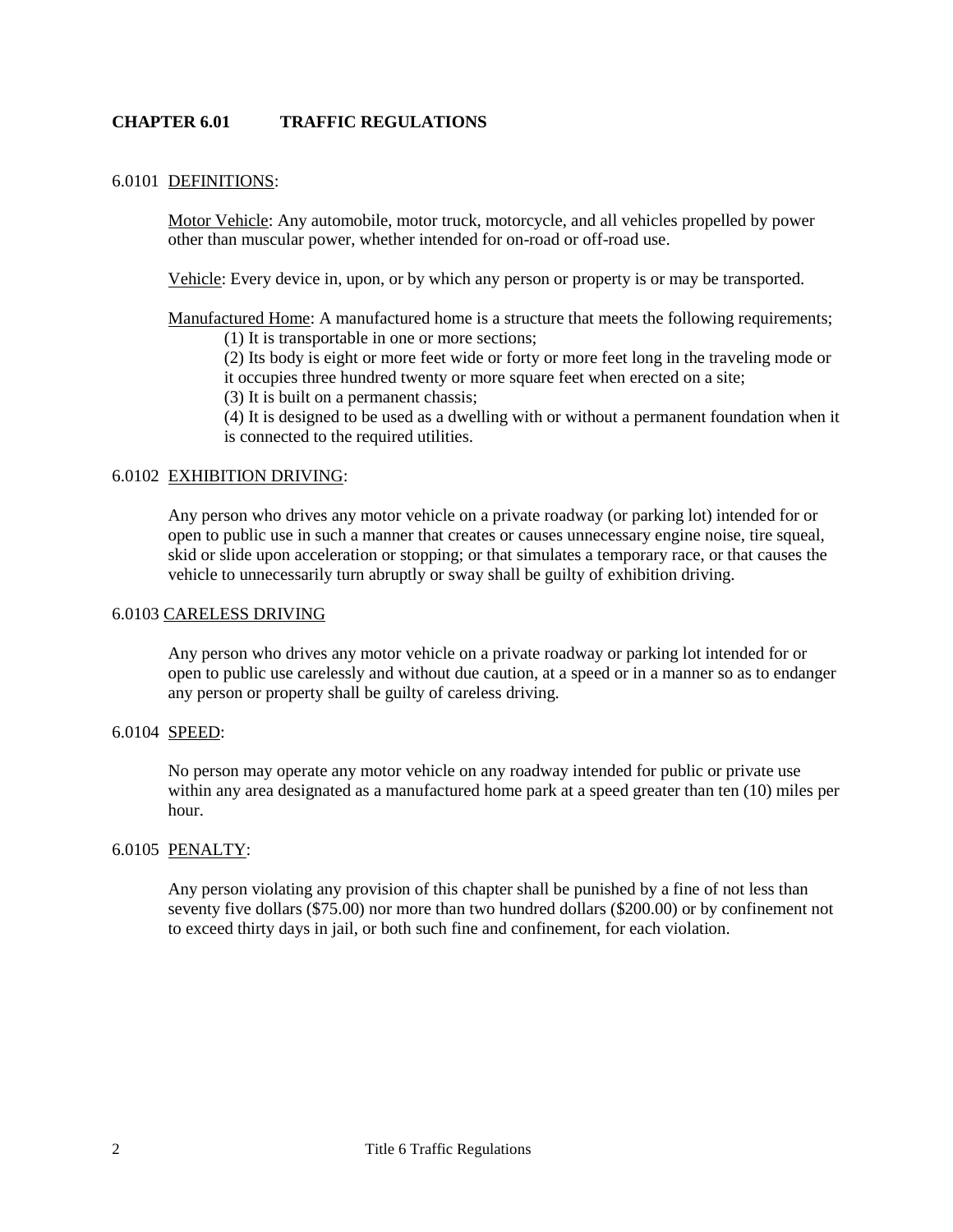## CHAPTER 6.01 TRADITIONAL REGULATIONS

## CHAPTER 6.01 TRAFFIC REGULATIONS

6.0101 DEFINITIONS:

Motor Vehicle: Any automobile, motor truck, motorcycle, and all vehicles propelled by power other than muscular power, whether intended for on-road or off-road use.

Vehicle: Every device in, upon, or by which any person or property is or may be transported.

Manufactured Home: A manufactured home is a structure that meets the following requirements;

(1) It is transportable in one or more sections;

(2) Its body is eight or more feet wide or forty or more feet long in the traveling mode or it occupies three hundred twenty or more square feet when erected on a site;

(3) It is built on a permanent chassis;

(4) It is designed to be used as a dwelling with or without a permanent foundation when it is connected to the required utilities.

6.0102 EXHIBITION DRIVING:

Any person who drives any motor vehicle on a private roadway (or parking lot) intended for or open to public use in such a manner that creates or causes unnecessary engine noise, tire squeal, skid or slide upon acceleration or stopping; or that simulates a temporary race, or that causes the vehicle to unnecessarily turn abruptly or sway shall be guilty of exhibition driving.

6.0103 CARELESS DRIVING

Any person who drives any motor vehicle on a private roadway or parking lot intended for or open to public use carelessly and without due caution, at a speed or in a manner so as to endanger any person or property shall be guilty of careless driving.

6.0104 SPEED:

No person may operate any motor vehicle on any roadway intended for public or private use within any area designated as a manufactured home park at a speed greater than ten (10) miles per hour.

6.0105 PENALTY:

Any person violating any provision of this chapter shall be punished by a fine of not less than seventy five dollars ($75.00) nor more than two hundred dollars ($200.00) or by confinement not to exceed thirty days in jail, or both such fine and confinement, for each violation.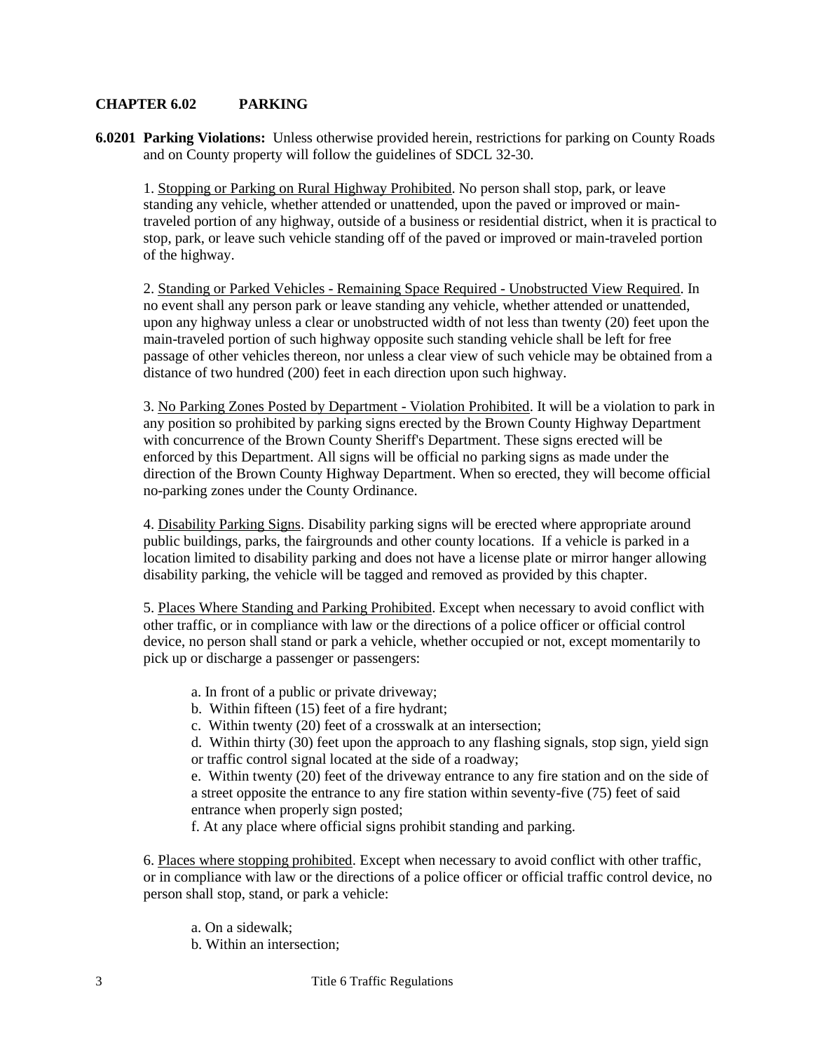## CHAPTER 6.02 PARKING

**6.0201 Parking Violations:** Unless otherwise provided herein, restrictions for parking on County Roads and on County property will follow the guidelines of SDCL 32-30.

1. Stopping or Parking on Rural Highway Prohibited. No person shall stop, park, or leave standing any vehicle, whether attended or unattended, upon the paved or improved or main-traveled portion of any highway, outside of a business or residential district, when it is practical to stop, park, or leave such vehicle standing off of the paved or improved or main-traveled portion of the highway.

2. Standing or Parked Vehicles - Remaining Space Required - Unobstructed View Required. In no event shall any person park or leave standing any vehicle, whether attended or unattended, upon any highway unless a clear or unobstructed width of not less than twenty (20) feet upon the main-traveled portion of such highway opposite such standing vehicle shall be left for free passage of other vehicles thereon, nor unless a clear view of such vehicle may be obtained from a distance of two hundred (200) feet in each direction upon such highway.

3. No Parking Zones Posted by Department - Violation Prohibited. It will be a violation to park in any position so prohibited by parking signs erected by the Brown County Highway Department with concurrence of the Brown County Sheriff's Department. These signs erected will be enforced by this Department. All signs will be official no parking signs as made under the direction of the Brown County Highway Department. When so erected, they will become official no-parking zones under the County Ordinance.

4. Disability Parking Signs. Disability parking signs will be erected where appropriate around public buildings, parks, the fairgrounds and other county locations. If a vehicle is parked in a location limited to disability parking and does not have a license plate or mirror hanger allowing disability parking, the vehicle will be tagged and removed as provided by this chapter.

5. Places Where Standing and Parking Prohibited. Except when necessary to avoid conflict with other traffic, or in compliance with law or the directions of a police officer or official control device, no person shall stand or park a vehicle, whether occupied or not, except momentarily to pick up or discharge a passenger or passengers:

a. In front of a public or private driveway;
b. Within fifteen (15) feet of a fire hydrant;
c. Within twenty (20) feet of a crosswalk at an intersection;
d. Within thirty (30) feet upon the approach to any flashing signals, stop sign, yield sign or traffic control signal located at the side of a roadway;
e. Within twenty (20) feet of the driveway entrance to any fire station and on the side of a street opposite the entrance to any fire station within seventy-five (75) feet of said entrance when properly sign posted;
f. At any place where official signs prohibit standing and parking.

6. Places where stopping prohibited. Except when necessary to avoid conflict with other traffic, or in compliance with law or the directions of a police officer or official traffic control device, no person shall stop, stand, or park a vehicle:

a. On a sidewalk;
b. Within an intersection;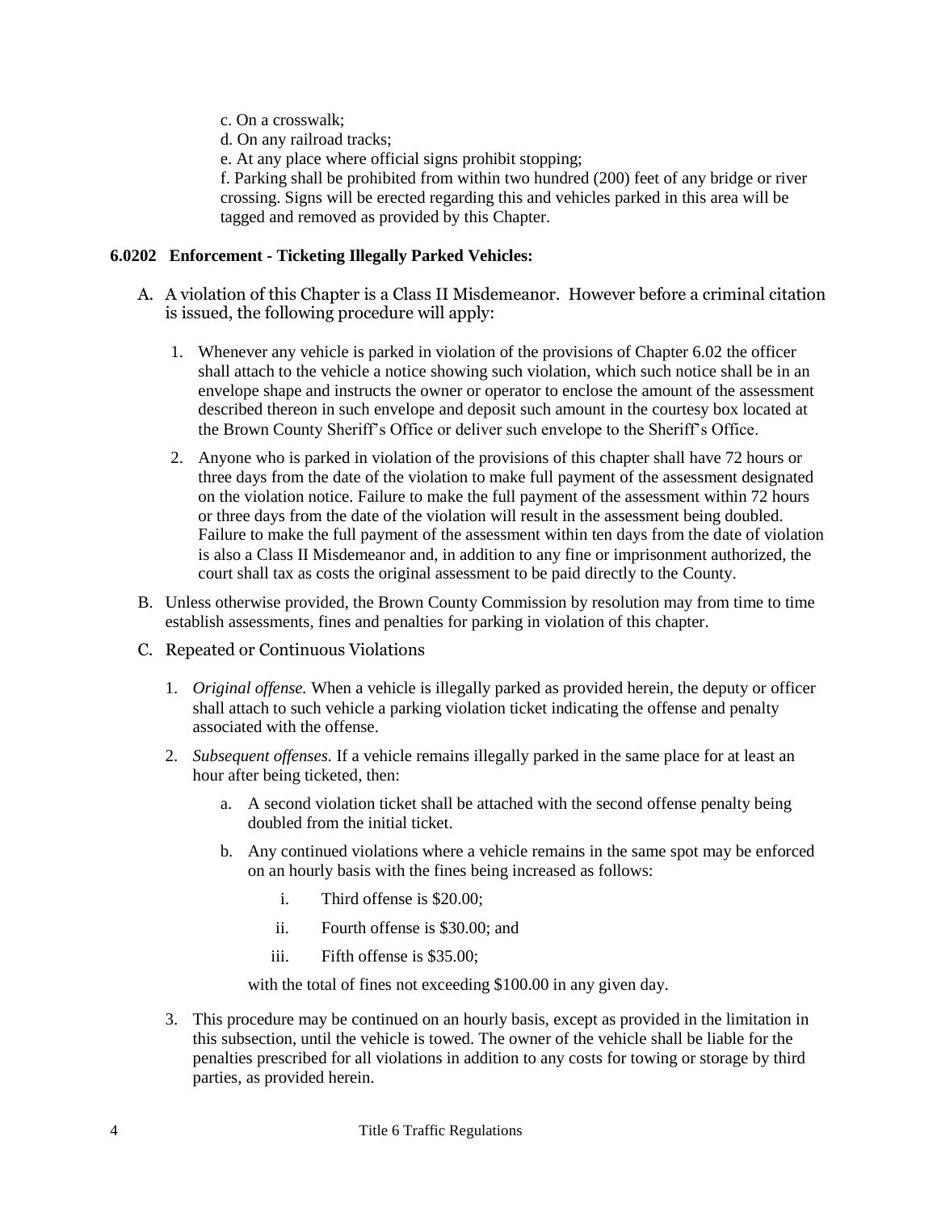c. On a crosswalk;
d. On any railroad tracks;
e. At any place where official signs prohibit stopping;
f. Parking shall be prohibited from within two hundred (200) feet of any bridge or river crossing. Signs will be erected regarding this and vehicles parked in this area will be tagged and removed as provided by this Chapter.

**6.0202 Enforcement - Ticketing Illegally Parked Vehicles:**

A. A violation of this Chapter is a Class II Misdemeanor. However before a criminal citation is issued, the following procedure will apply:

   1. Whenever any vehicle is parked in violation of the provisions of Chapter 6.02 the officer shall attach to the vehicle a notice showing such violation, which such notice shall be in an envelope shape and instructs the owner or operator to enclose the amount of the assessment described thereon in such envelope and deposit such amount in the courtesy box located at the Brown County Sheriff's Office or deliver such envelope to the Sheriff's Office.
   2. Anyone who is parked in violation of the provisions of this chapter shall have 72 hours or three days from the date of the violation to make full payment of the assessment designated on the violation notice. Failure to make the full payment of the assessment within 72 hours or three days from the date of the violation will result in the assessment being doubled. Failure to make the full payment of the assessment within ten days from the date of violation is also a Class II Misdemeanor and, in addition to any fine or imprisonment authorized, the court shall tax as costs the original assessment to be paid directly to the County.

B. Unless otherwise provided, the Brown County Commission by resolution may from time to time establish assessments, fines and penalties for parking in violation of this chapter.

C. Repeated or Continuous Violations

   1. *Original offense.* When a vehicle is illegally parked as provided herein, the deputy or officer shall attach to such vehicle a parking violation ticket indicating the offense and penalty associated with the offense.
   2. *Subsequent offenses.* If a vehicle remains illegally parked in the same place for at least an hour after being ticketed, then:
      a. A second violation ticket shall be attached with the second offense penalty being doubled from the initial ticket.
      b. Any continued violations where a vehicle remains in the same spot may be enforced on an hourly basis with the fines being increased as follows:
         i. Third offense is $20.00;
         ii. Fourth offense is $30.00; and
         iii. Fifth offense is $35.00;

      with the total of fines not exceeding $100.00 in any given day.
   3. This procedure may be continued on an hourly basis, except as provided in the limitation in this subsection, until the vehicle is towed. The owner of the vehicle shall be liable for the penalties prescribed for all violations in addition to any costs for towing or storage by third parties, as provided herein.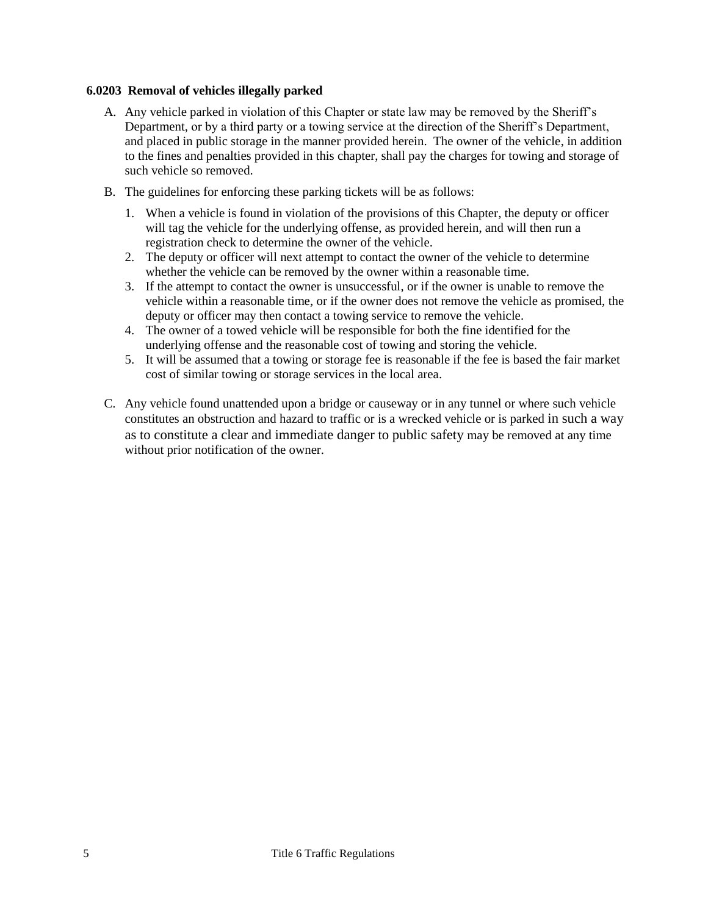### 6.0203 Removal of vehicles illegally parked

A. Any vehicle parked in violation of this Chapter or state law may be removed by the Sheriff's Department, or by a third party or a towing service at the direction of the Sheriff's Department, and placed in public storage in the manner provided herein. The owner of the vehicle, in addition to the fines and penalties provided in this chapter, shall pay the charges for towing and storage of such vehicle so removed.

B. The guidelines for enforcing these parking tickets will be as follows:

   1. When a vehicle is found in violation of the provisions of this Chapter, the deputy or officer will tag the vehicle for the underlying offense, as provided herein, and will then run a registration check to determine the owner of the vehicle.
   2. The deputy or officer will next attempt to contact the owner of the vehicle to determine whether the vehicle can be removed by the owner within a reasonable time.
   3. If the attempt to contact the owner is unsuccessful, or if the owner is unable to remove the vehicle within a reasonable time, or if the owner does not remove the vehicle as promised, the deputy or officer may then contact a towing service to remove the vehicle.
   4. The owner of a towed vehicle will be responsible for both the fine identified for the underlying offense and the reasonable cost of towing and storing the vehicle.
   5. It will be assumed that a towing or storage fee is reasonable if the fee is based the fair market cost of similar towing or storage services in the local area.

C. Any vehicle found unattended upon a bridge or causeway or in any tunnel or where such vehicle constitutes an obstruction and hazard to traffic or is a wrecked vehicle or is parked in such a way as to constitute a clear and immediate danger to public safety may be removed at any time without prior notification of the owner.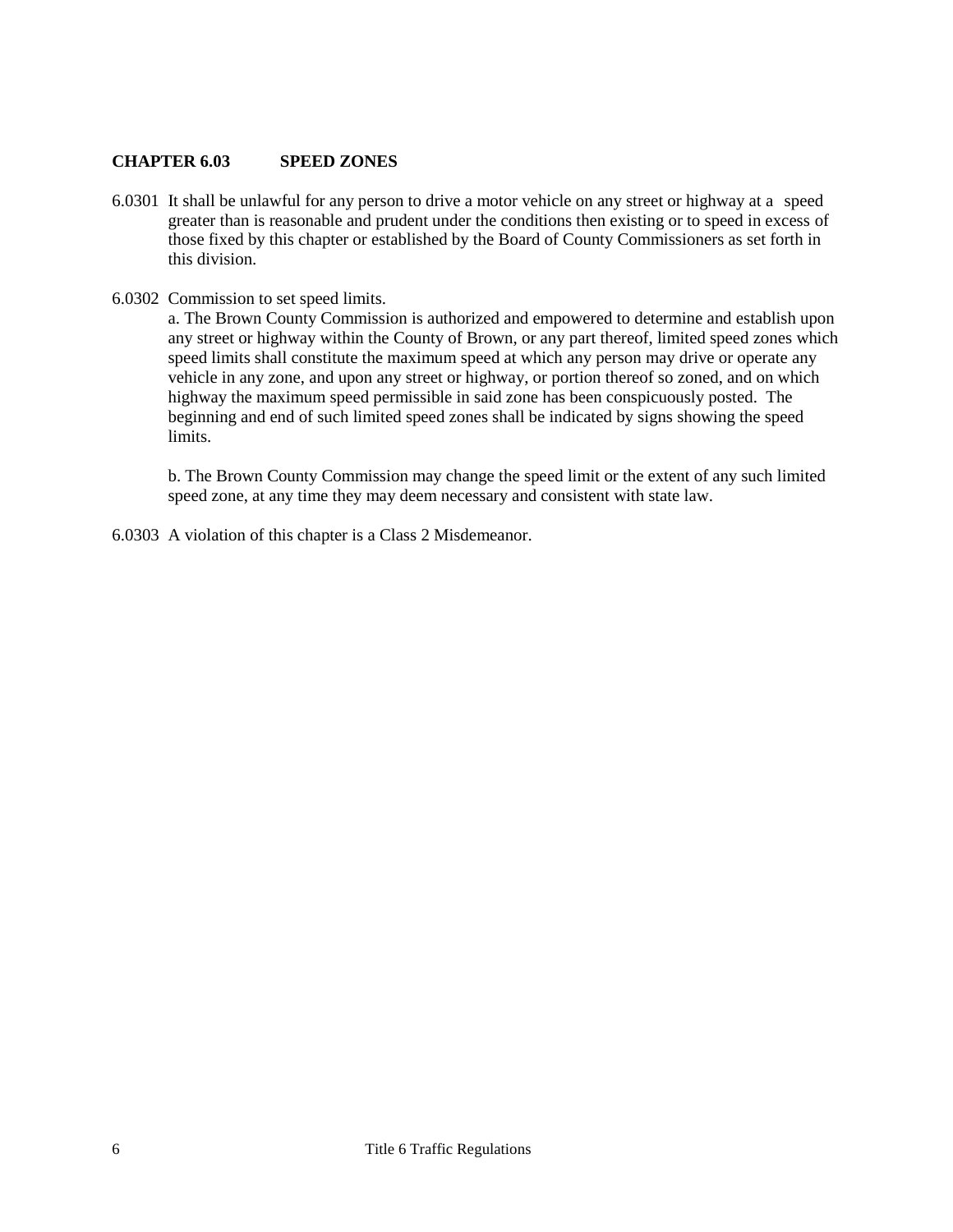## CHAPTER 6.03 SPEED ZONES

6.0301 It shall be unlawful for any person to drive a motor vehicle on any street or highway at a speed greater than is reasonable and prudent under the conditions then existing or to speed in excess of those fixed by this chapter or established by the Board of County Commissioners as set forth in this division.

6.0302 Commission to set speed limits.

a. The Brown County Commission is authorized and empowered to determine and establish upon any street or highway within the County of Brown, or any part thereof, limited speed zones which speed limits shall constitute the maximum speed at which any person may drive or operate any vehicle in any zone, and upon any street or highway, or portion thereof so zoned, and on which highway the maximum speed permissible in said zone has been conspicuously posted. The beginning and end of such limited speed zones shall be indicated by signs showing the speed limits.

b. The Brown County Commission may change the speed limit or the extent of any such limited speed zone, at any time they may deem necessary and consistent with state law.

6.0303 A violation of this chapter is a Class 2 Misdemeanor.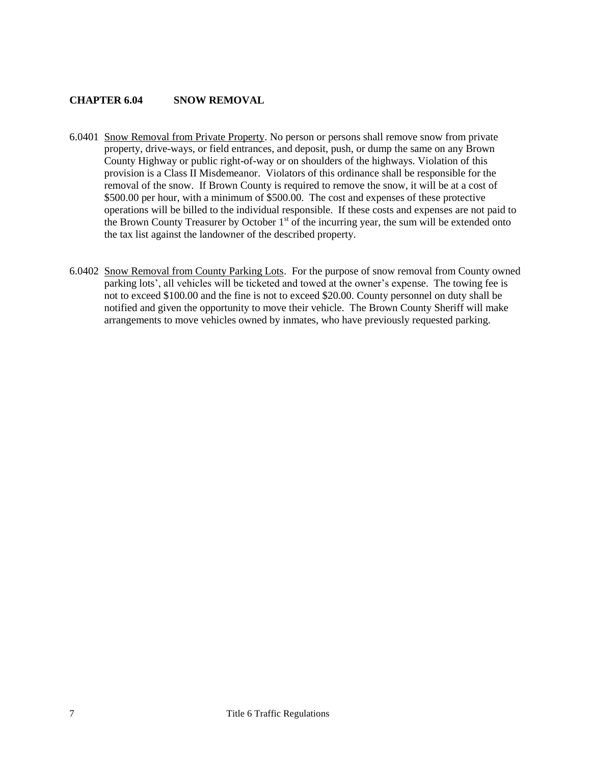## CHAPTER 6.04 SNOW REMOVAL

6.0401 Snow Removal from Private Property. No person or persons shall remove snow from private property, drive-ways, or field entrances, and deposit, push, or dump the same on any Brown County Highway or public right-of-way or on shoulders of the highways. Violation of this provision is a Class II Misdemeanor. Violators of this ordinance shall be responsible for the removal of the snow. If Brown County is required to remove the snow, it will be at a cost of $500.00 per hour, with a minimum of $500.00. The cost and expenses of these protective operations will be billed to the individual responsible. If these costs and expenses are not paid to the Brown County Treasurer by October 1st of the incurring year, the sum will be extended onto the tax list against the landowner of the described property.

6.0402 Snow Removal from County Parking Lots. For the purpose of snow removal from County owned parking lots', all vehicles will be ticketed and towed at the owner's expense. The towing fee is not to exceed $100.00 and the fine is not to exceed $20.00. County personnel on duty shall be notified and given the opportunity to move their vehicle. The Brown County Sheriff will make arrangements to move vehicles owned by inmates, who have previously requested parking.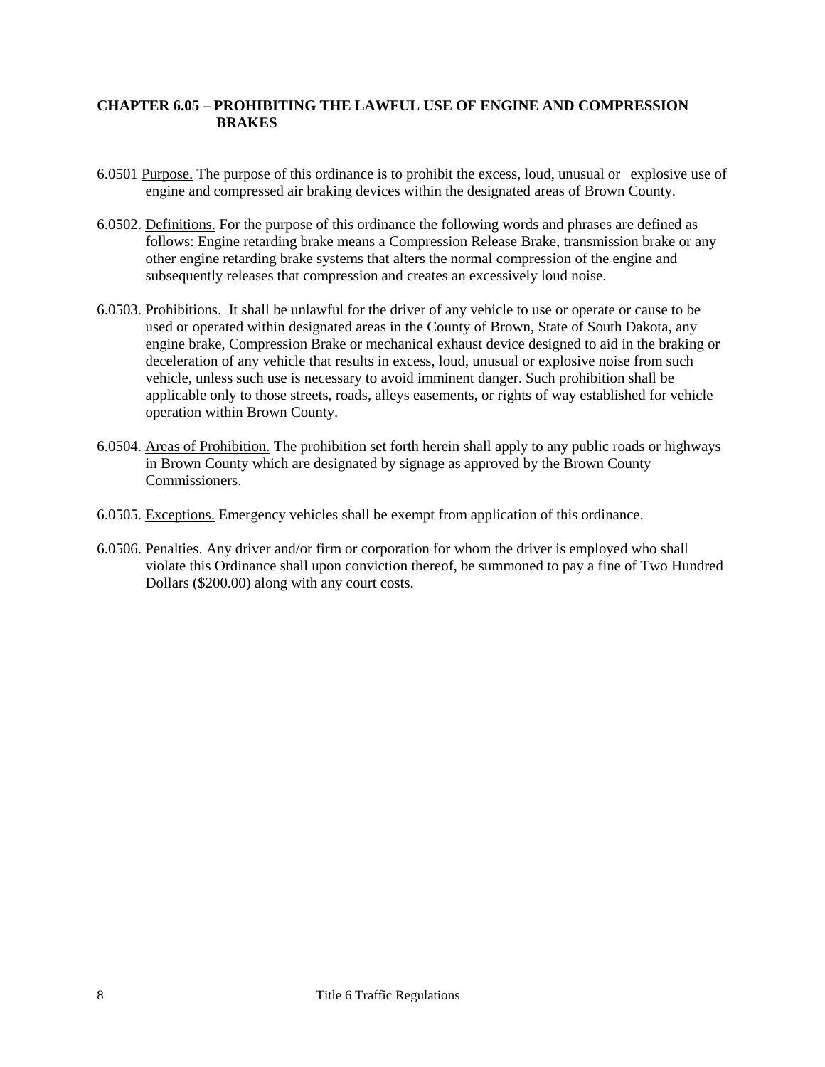## CHAPTER 6.05 – PROHIBITING THE LAWFUL USE OF ENGINE AND COMPRESSION BRAKES

6.0501 Purpose. The purpose of this ordinance is to prohibit the excess, loud, unusual or explosive use of engine and compressed air braking devices within the designated areas of Brown County.

6.0502. Definitions. For the purpose of this ordinance the following words and phrases are defined as follows: Engine retarding brake means a Compression Release Brake, transmission brake or any other engine retarding brake systems that alters the normal compression of the engine and subsequently releases that compression and creates an excessively loud noise.

6.0503. Prohibitions. It shall be unlawful for the driver of any vehicle to use or operate or cause to be used or operated within designated areas in the County of Brown, State of South Dakota, any engine brake, Compression Brake or mechanical exhaust device designed to aid in the braking or deceleration of any vehicle that results in excess, loud, unusual or explosive noise from such vehicle, unless such use is necessary to avoid imminent danger. Such prohibition shall be applicable only to those streets, roads, alleys easements, or rights of way established for vehicle operation within Brown County.

6.0504. Areas of Prohibition. The prohibition set forth herein shall apply to any public roads or highways in Brown County which are designated by signage as approved by the Brown County Commissioners.

6.0505. Exceptions. Emergency vehicles shall be exempt from application of this ordinance.

6.0506. Penalties. Any driver and/or firm or corporation for whom the driver is employed who shall violate this Ordinance shall upon conviction thereof, be summoned to pay a fine of Two Hundred Dollars ($200.00) along with any court costs.